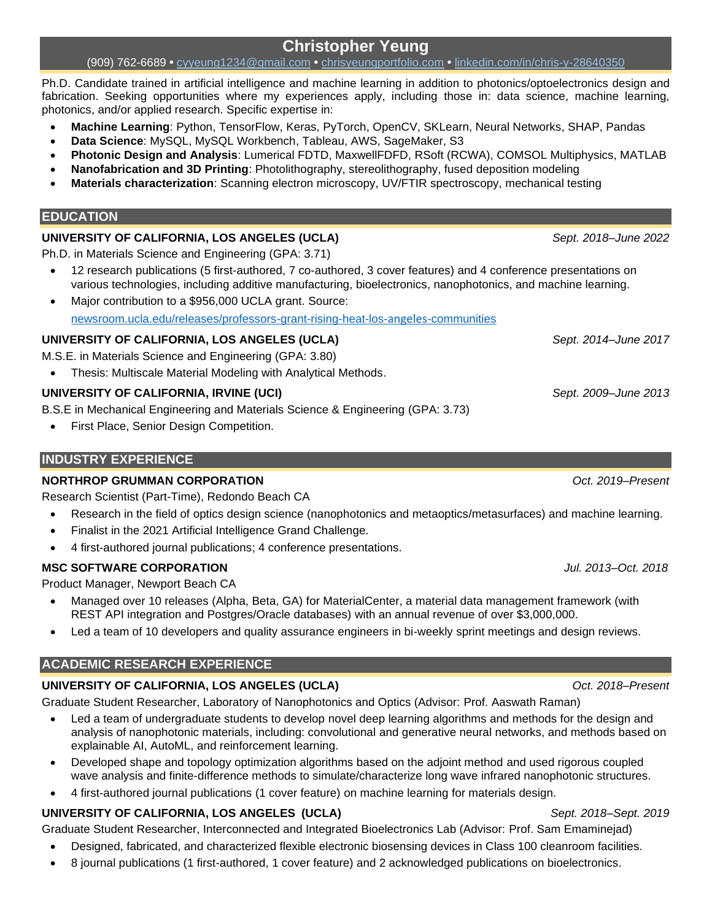# Christopher Yeung

(909) 762-6689 • cyyeung1234@gmail.com • chrisyeungportfolio.com • linkedin.com/in/chris-y-28640350

Ph.D. Candidate trained in artificial intelligence and machine learning in addition to photonics/optoelectronics design and fabrication. Seeking opportunities where my experiences apply, including those in: data science, machine learning, photonics, and/or applied research. Specific expertise in:

- **Machine Learning**: Python, TensorFlow, Keras, PyTorch, OpenCV, SKLearn, Neural Networks, SHAP, Pandas
- **Data Science**: MySQL, MySQL Workbench, Tableau, AWS, SageMaker, S3
- **Photonic Design and Analysis**: Lumerical FDTD, MaxwellFDFD, RSoft (RCWA), COMSOL Multiphysics, MATLAB
- **Nanofabrication and 3D Printing**: Photolithography, stereolithography, fused deposition modeling
- **Materials characterization**: Scanning electron microscopy, UV/FTIR spectroscopy, mechanical testing

## EDUCATION

**UNIVERSITY OF CALIFORNIA, LOS ANGELES (UCLA)** *Sept. 2018–June 2022*

Ph.D. in Materials Science and Engineering (GPA: 3.71)

- 12 research publications (5 first-authored, 7 co-authored, 3 cover features) and 4 conference presentations on various technologies, including additive manufacturing, bioelectronics, nanophotonics, and machine learning.
- Major contribution to a $956,000 UCLA grant. Source: newsroom.ucla.edu/releases/professors-grant-rising-heat-los-angeles-communities

**UNIVERSITY OF CALIFORNIA, LOS ANGELES (UCLA)** *Sept. 2014–June 2017*

M.S.E. in Materials Science and Engineering (GPA: 3.80)

- Thesis: Multiscale Material Modeling with Analytical Methods.

**UNIVERSITY OF CALIFORNIA, IRVINE (UCI)** *Sept. 2009–June 2013*

B.S.E in Mechanical Engineering and Materials Science & Engineering (GPA: 3.73)

- First Place, Senior Design Competition.

## INDUSTRY EXPERIENCE

**NORTHROP GRUMMAN CORPORATION** *Oct. 2019–Present*

Research Scientist (Part-Time), Redondo Beach CA

- Research in the field of optics design science (nanophotonics and metaoptics/metasurfaces) and machine learning.
- Finalist in the 2021 Artificial Intelligence Grand Challenge.
- 4 first-authored journal publications; 4 conference presentations.

**MSC SOFTWARE CORPORATION** *Jul. 2013–Oct. 2018*

Product Manager, Newport Beach CA

- Managed over 10 releases (Alpha, Beta, GA) for MaterialCenter, a material data management framework (with REST API integration and Postgres/Oracle databases) with an annual revenue of over $3,000,000.
- Led a team of 10 developers and quality assurance engineers in bi-weekly sprint meetings and design reviews.

## ACADEMIC RESEARCH EXPERIENCE

**UNIVERSITY OF CALIFORNIA, LOS ANGELES (UCLA)** *Oct. 2018–Present*

Graduate Student Researcher, Laboratory of Nanophotonics and Optics (Advisor: Prof. Aaswath Raman)

- Led a team of undergraduate students to develop novel deep learning algorithms and methods for the design and analysis of nanophotonic materials, including: convolutional and generative neural networks, and methods based on explainable AI, AutoML, and reinforcement learning.
- Developed shape and topology optimization algorithms based on the adjoint method and used rigorous coupled wave analysis and finite-difference methods to simulate/characterize long wave infrared nanophotonic structures.
- 4 first-authored journal publications (1 cover feature) on machine learning for materials design.

**UNIVERSITY OF CALIFORNIA, LOS ANGELES (UCLA)** *Sept. 2018–Sept. 2019*

Graduate Student Researcher, Interconnected and Integrated Bioelectronics Lab (Advisor: Prof. Sam Emaminejad)

- Designed, fabricated, and characterized flexible electronic biosensing devices in Class 100 cleanroom facilities.
- 8 journal publications (1 first-authored, 1 cover feature) and 2 acknowledged publications on bioelectronics.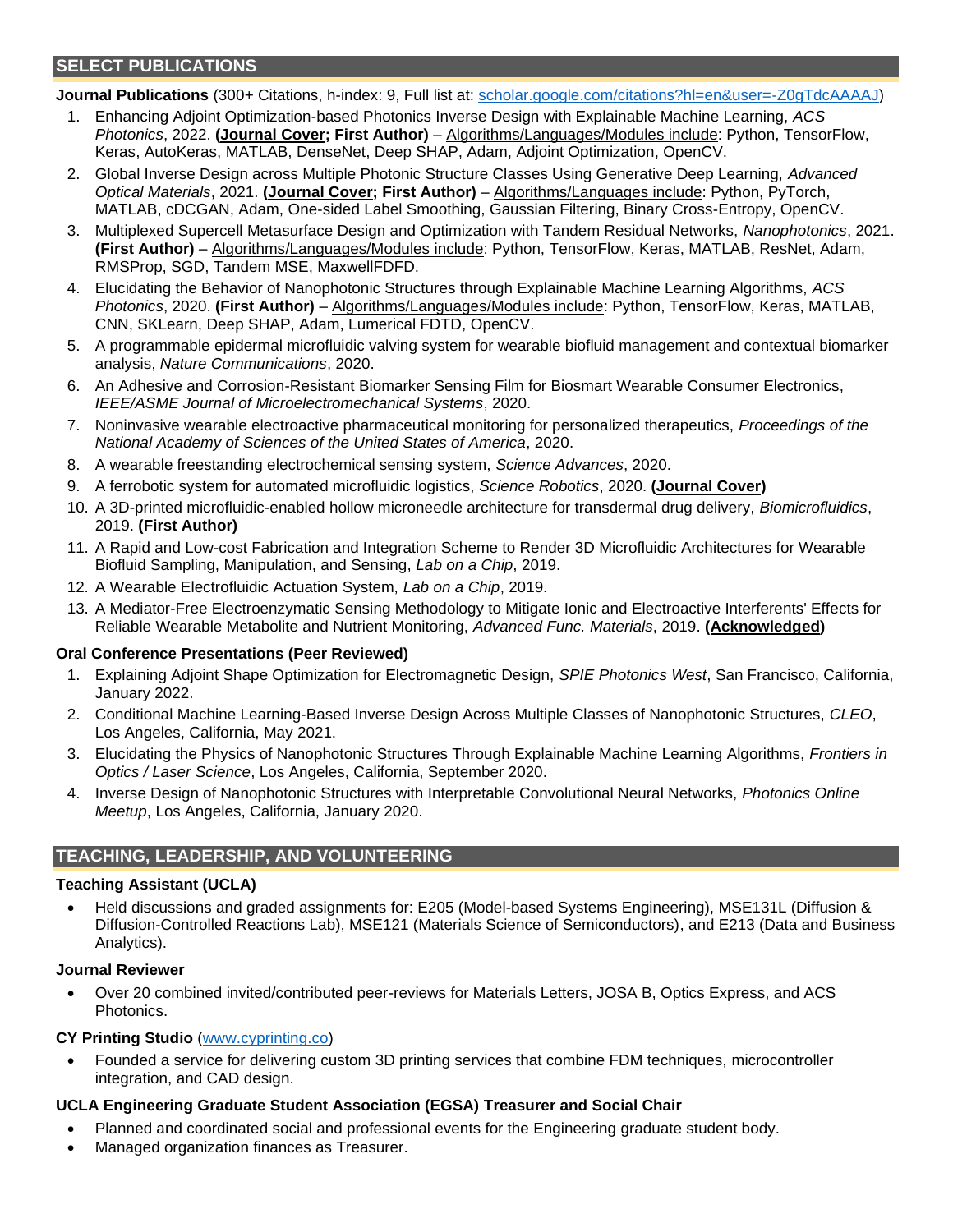## SELECT PUBLICATIONS

**Journal Publications** (300+ Citations, h-index: 9, Full list at: [scholar.google.com/citations?hl=en&user=-Z0gTdcAAAAJ](scholar.google.com/citations?hl=en&user=-Z0gTdcAAAAJ))

1. Enhancing Adjoint Optimization-based Photonics Inverse Design with Explainable Machine Learning, *ACS Photonics*, 2022. **(Journal Cover; First Author)** – Algorithms/Languages/Modules include: Python, TensorFlow, Keras, AutoKeras, MATLAB, DenseNet, Deep SHAP, Adam, Adjoint Optimization, OpenCV.
2. Global Inverse Design across Multiple Photonic Structure Classes Using Generative Deep Learning, *Advanced Optical Materials*, 2021. **(Journal Cover; First Author)** – Algorithms/Languages include: Python, PyTorch, MATLAB, cDCGAN, Adam, One-sided Label Smoothing, Gaussian Filtering, Binary Cross-Entropy, OpenCV.
3. Multiplexed Supercell Metasurface Design and Optimization with Tandem Residual Networks, *Nanophotonics*, 2021. **(First Author)** – Algorithms/Languages/Modules include: Python, TensorFlow, Keras, MATLAB, ResNet, Adam, RMSProp, SGD, Tandem MSE, MaxwellFDFD.
4. Elucidating the Behavior of Nanophotonic Structures through Explainable Machine Learning Algorithms, *ACS Photonics*, 2020. **(First Author)** – Algorithms/Languages/Modules include: Python, TensorFlow, Keras, MATLAB, CNN, SKLearn, Deep SHAP, Adam, Lumerical FDTD, OpenCV.
5. A programmable epidermal microfluidic valving system for wearable biofluid management and contextual biomarker analysis, *Nature Communications*, 2020.
6. An Adhesive and Corrosion-Resistant Biomarker Sensing Film for Biosmart Wearable Consumer Electronics, *IEEE/ASME Journal of Microelectromechanical Systems*, 2020.
7. Noninvasive wearable electroactive pharmaceutical monitoring for personalized therapeutics, *Proceedings of the National Academy of Sciences of the United States of America*, 2020.
8. A wearable freestanding electrochemical sensing system, *Science Advances*, 2020.
9. A ferrobotic system for automated microfluidic logistics, *Science Robotics*, 2020. **(Journal Cover)**
10. A 3D-printed microfluidic-enabled hollow microneedle architecture for transdermal drug delivery, *Biomicrofluidics*, 2019. **(First Author)**
11. A Rapid and Low-cost Fabrication and Integration Scheme to Render 3D Microfluidic Architectures for Wearable Biofluid Sampling, Manipulation, and Sensing, *Lab on a Chip*, 2019.
12. A Wearable Electrofluidic Actuation System, *Lab on a Chip*, 2019.
13. A Mediator-Free Electroenzymatic Sensing Methodology to Mitigate Ionic and Electroactive Interferents' Effects for Reliable Wearable Metabolite and Nutrient Monitoring, *Advanced Func. Materials*, 2019. **(Acknowledged)**

**Oral Conference Presentations (Peer Reviewed)**

1. Explaining Adjoint Shape Optimization for Electromagnetic Design, *SPIE Photonics West*, San Francisco, California, January 2022.
2. Conditional Machine Learning-Based Inverse Design Across Multiple Classes of Nanophotonic Structures, *CLEO*, Los Angeles, California, May 2021.
3. Elucidating the Physics of Nanophotonic Structures Through Explainable Machine Learning Algorithms, *Frontiers in Optics / Laser Science*, Los Angeles, California, September 2020.
4. Inverse Design of Nanophotonic Structures with Interpretable Convolutional Neural Networks, *Photonics Online Meetup*, Los Angeles, California, January 2020.

## TEACHING, LEADERSHIP, AND VOLUNTEERING

**Teaching Assistant (UCLA)**

- Held discussions and graded assignments for: E205 (Model-based Systems Engineering), MSE131L (Diffusion & Diffusion-Controlled Reactions Lab), MSE121 (Materials Science of Semiconductors), and E213 (Data and Business Analytics).

**Journal Reviewer**

- Over 20 combined invited/contributed peer-reviews for Materials Letters, JOSA B, Optics Express, and ACS Photonics.

**CY Printing Studio** ([www.cyprinting.co](www.cyprinting.co))

- Founded a service for delivering custom 3D printing services that combine FDM techniques, microcontroller integration, and CAD design.

**UCLA Engineering Graduate Student Association (EGSA) Treasurer and Social Chair**

- Planned and coordinated social and professional events for the Engineering graduate student body.
- Managed organization finances as Treasurer.